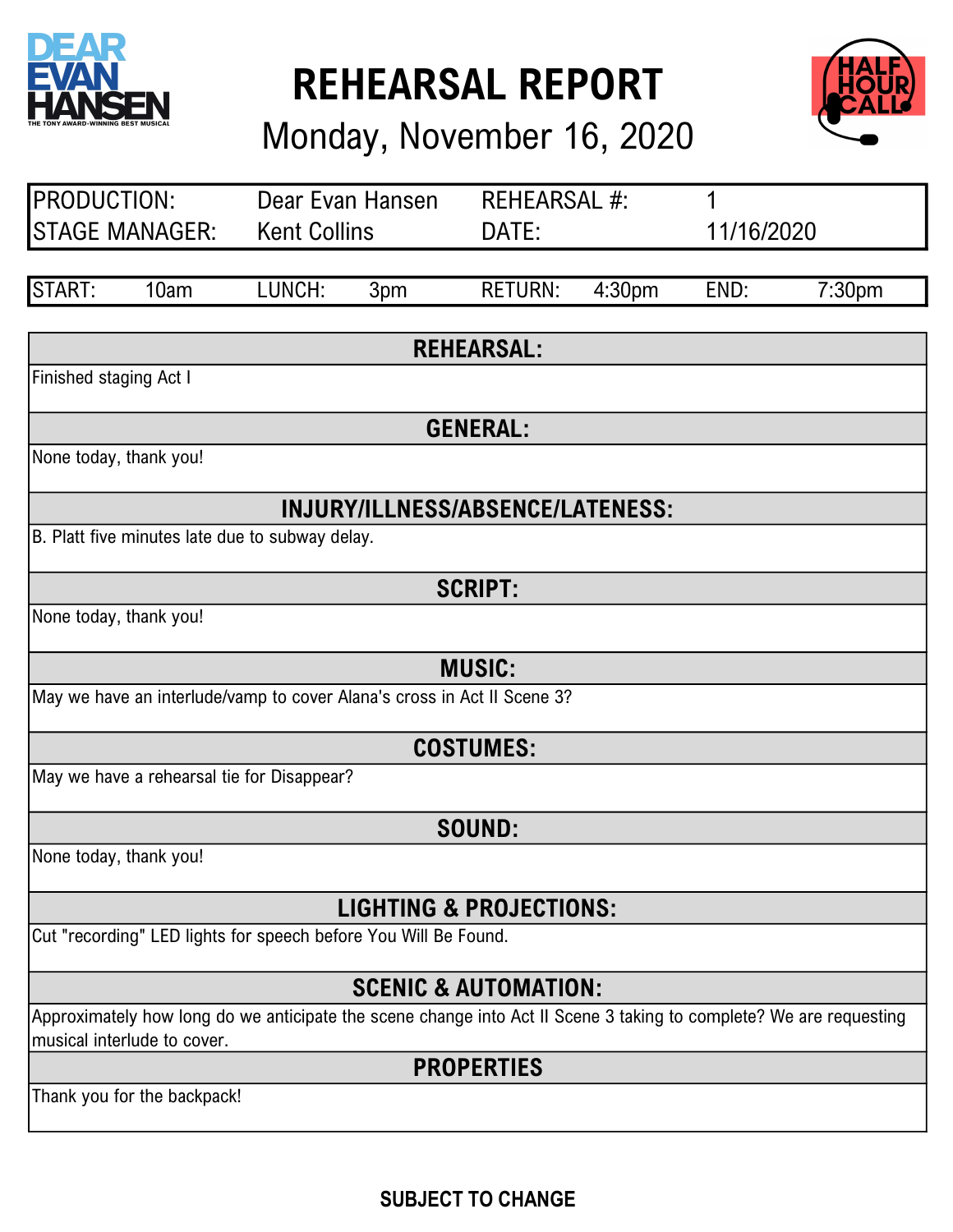# REHEARSAL REPORT

## Monday, November 16, 2020

| | | | |
|---|---|---|---|
| PRODUCTION: | Dear Evan Hansen | REHEARSAL #: | 1 |
| STAGE MANAGER: | Kent Collins | DATE: | 11/16/2020 |

| | | | | | | | |
|---|---|---|---|---|---|---|---|
| START: | 10am | LUNCH: | 3pm | RETURN: | 4:30pm | END: | 7:30pm |

### REHEARSAL:

Finished staging Act I

### GENERAL:

None today, thank you!

### INJURY/ILLNESS/ABSENCE/LATENESS:

B. Platt five minutes late due to subway delay.

### SCRIPT:

None today, thank you!

### MUSIC:

May we have an interlude/vamp to cover Alana's cross in Act II Scene 3?

### COSTUMES:

May we have a rehearsal tie for Disappear?

### SOUND:

None today, thank you!

### LIGHTING & PROJECTIONS:

Cut "recording" LED lights for speech before You Will Be Found.

### SCENIC & AUTOMATION:

Approximately how long do we anticipate the scene change into Act II Scene 3 taking to complete? We are requesting musical interlude to cover.

### PROPERTIES

Thank you for the backpack!

**SUBJECT TO CHANGE**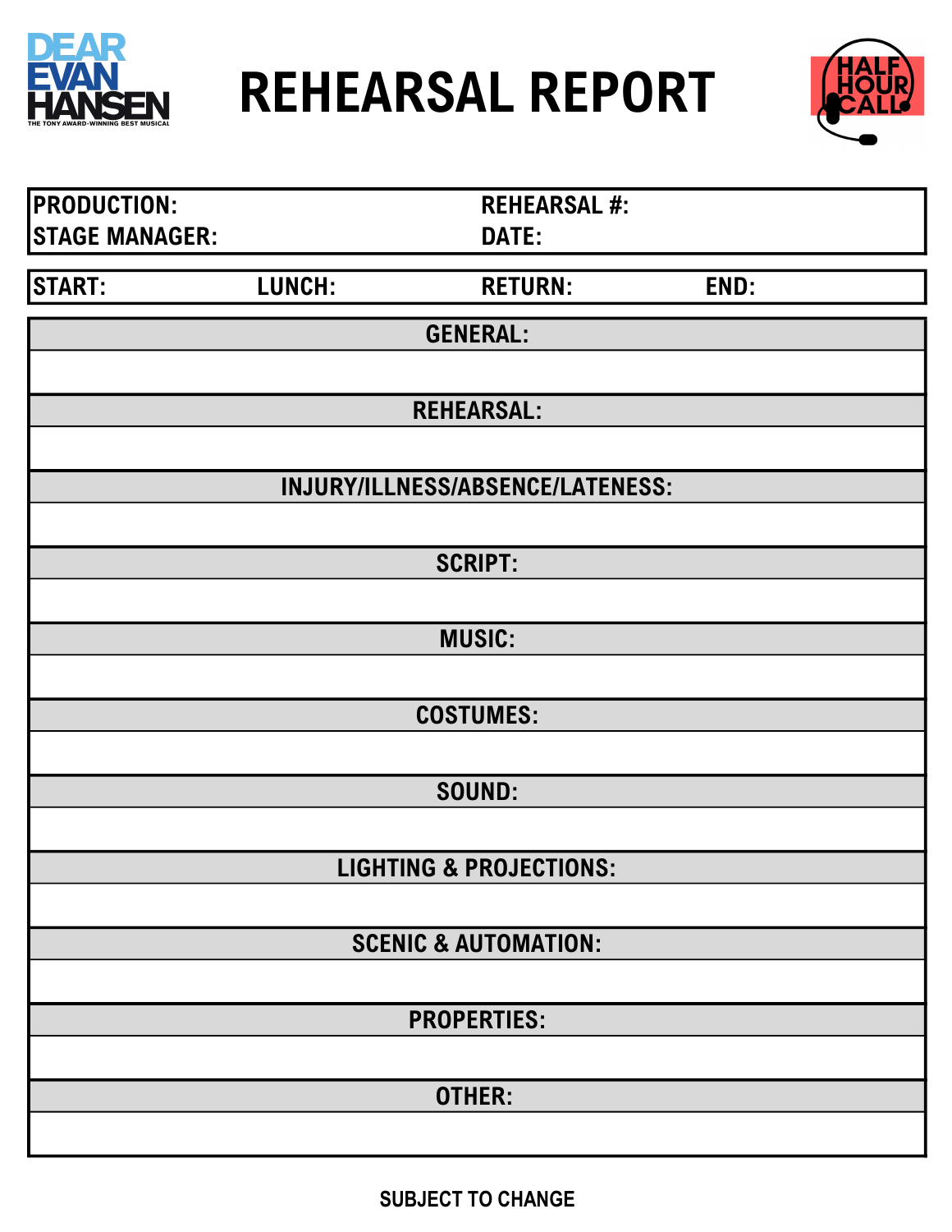DEAR EVAN HANSEN

THE TONY AWARD-WINNING BEST MUSICAL

# REHEARSAL REPORT

HALF HOUR CALL

| PRODUCTION: | REHEARSAL #: |
|---|---|
| STAGE MANAGER: | DATE: |

| START: | LUNCH: | RETURN: | END: |
|---|---|---|---|

## GENERAL:

## REHEARSAL:

## INJURY/ILLNESS/ABSENCE/LATENESS:

## SCRIPT:

## MUSIC:

## COSTUMES:

## SOUND:

## LIGHTING & PROJECTIONS:

## SCENIC & AUTOMATION:

## PROPERTIES:

## OTHER:

SUBJECT TO CHANGE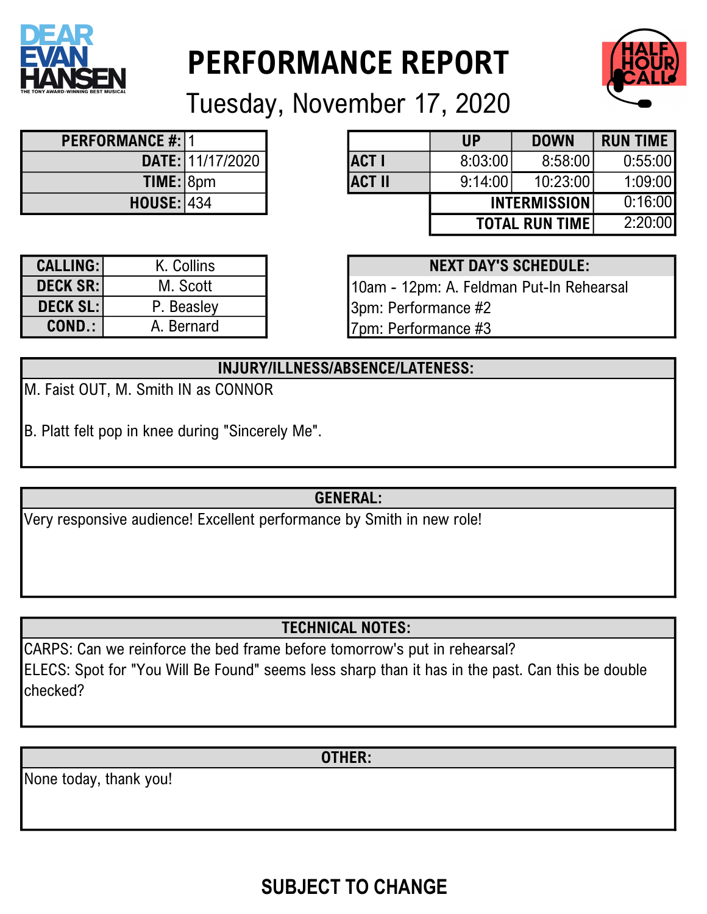DEAR EVAN HANSEN
THE TONY AWARD-WINNING BEST MUSICAL

# PERFORMANCE REPORT

## Tuesday, November 17, 2020

HALF HOUR CALL

| | |
|---|---|
| **PERFORMANCE #:** | 1 |
| **DATE:** | 11/17/2020 |
| **TIME:** | 8pm |
| **HOUSE:** | 434 |

| | UP | DOWN | RUN TIME |
|---|---|---|---|
| **ACT I** | 8:03:00 | 8:58:00 | 0:55:00 |
| **ACT II** | 9:14:00 | 10:23:00 | 1:09:00 |
| | | **INTERMISSION** | 0:16:00 |
| | | **TOTAL RUN TIME** | 2:20:00 |

| | |
|---|---|
| **CALLING:** | K. Collins |
| **DECK SR:** | M. Scott |
| **DECK SL:** | P. Beasley |
| **COND.:** | A. Bernard |

**NEXT DAY'S SCHEDULE:**

10am - 12pm: A. Feldman Put-In Rehearsal
3pm: Performance #2
7pm: Performance #3

**INJURY/ILLNESS/ABSENCE/LATENESS:**

M. Faist OUT, M. Smith IN as CONNOR

B. Platt felt pop in knee during "Sincerely Me".

**GENERAL:**

Very responsive audience! Excellent performance by Smith in new role!

**TECHNICAL NOTES:**

CARPS: Can we reinforce the bed frame before tomorrow's put in rehearsal?
ELECS: Spot for "You Will Be Found" seems less sharp than it has in the past. Can this be double checked?

**OTHER:**

None today, thank you!

**SUBJECT TO CHANGE**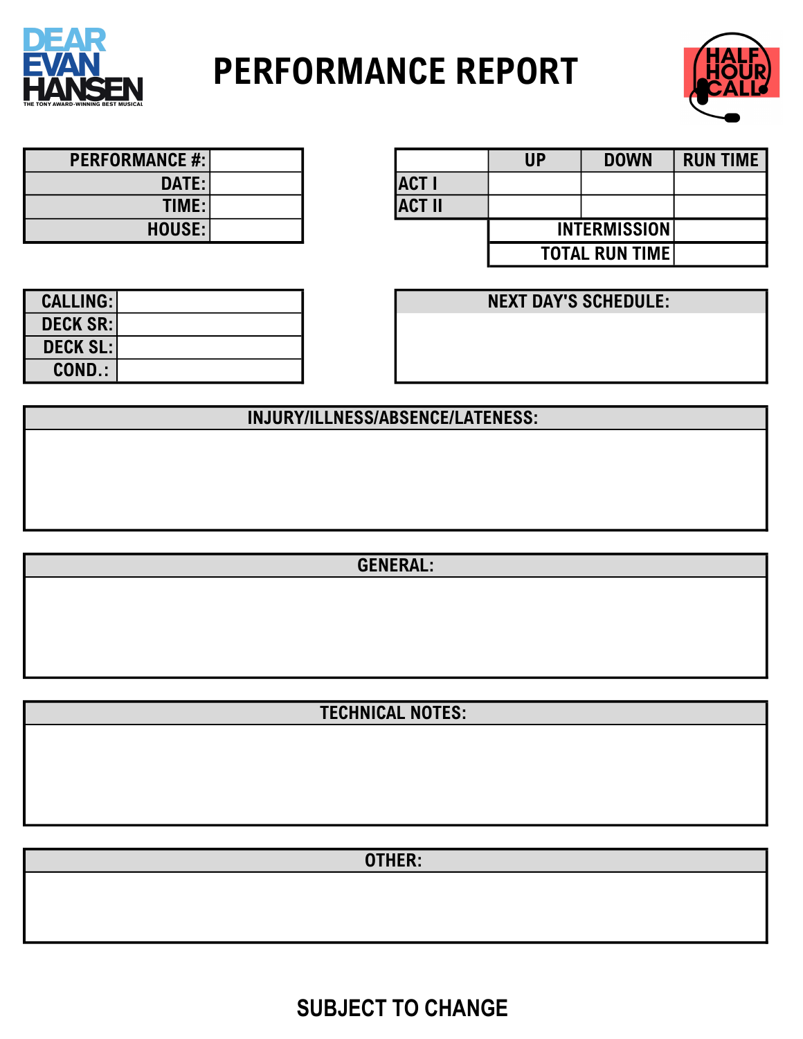DEAR EVAN HANSEN

THE TONY AWARD-WINNING BEST MUSICAL

# PERFORMANCE REPORT

HALF HOUR CALL

| | |
|---|---|
| PERFORMANCE #: | |
| DATE: | |
| TIME: | |
| HOUSE: | |

| | UP | DOWN | RUN TIME |
|---|---|---|---|
| ACT I | | | |
| ACT II | | | |
| | | INTERMISSION | |
| | | TOTAL RUN TIME | |

| | |
|---|---|
| CALLING: | |
| DECK SR: | |
| DECK SL: | |
| COND.: | |

**NEXT DAY'S SCHEDULE:**

**INJURY/ILLNESS/ABSENCE/LATENESS:**

**GENERAL:**

**TECHNICAL NOTES:**

**OTHER:**

**SUBJECT TO CHANGE**